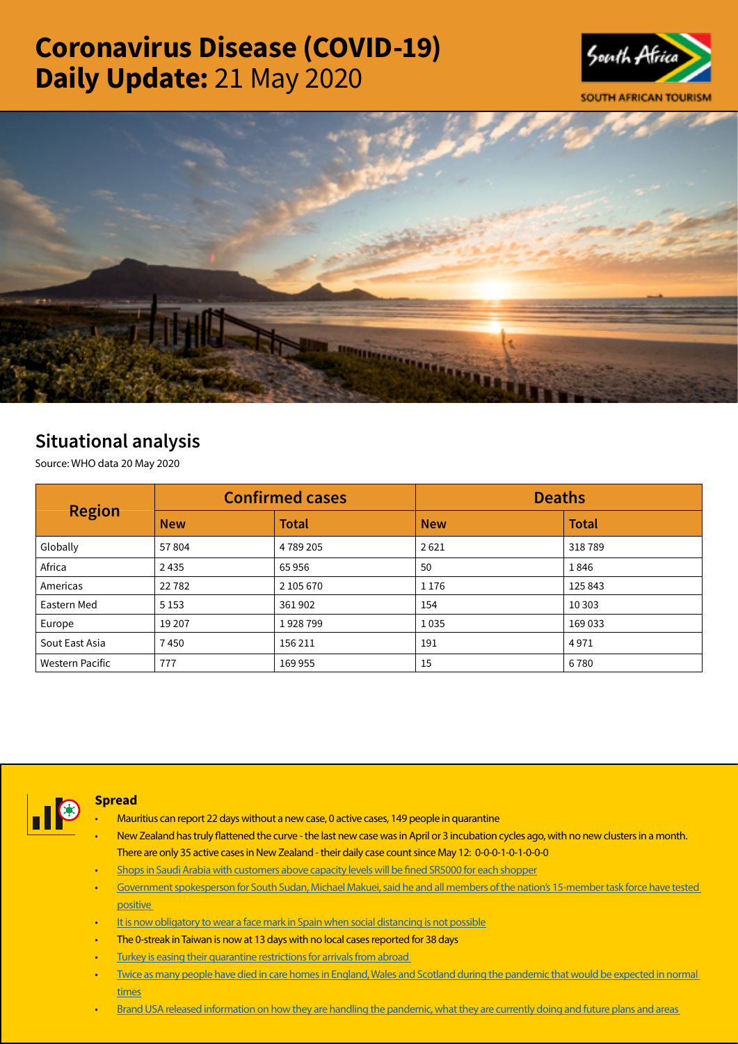# Coronavirus Disease (COVID-19) Daily Update: 21 May 2020

South Africa

SOUTH AFRICAN TOURISM

## Situational analysis

Source: WHO data 20 May 2020

| Region | Confirmed cases | | Deaths | |
|---|---|---|---|---|
| | New | Total | New | Total |
| Globally | 57 804 | 4 789 205 | 2 621 | 318 789 |
| Africa | 2 435 | 65 956 | 50 | 1 846 |
| Americas | 22 782 | 2 105 670 | 1 176 | 125 843 |
| Eastern Med | 5 153 | 361 902 | 154 | 10 303 |
| Europe | 19 207 | 1 928 799 | 1 035 | 169 033 |
| Sout East Asia | 7 450 | 156 211 | 191 | 4 971 |
| Western Pacific | 777 | 169 955 | 15 | 6 780 |

### Spread

- Mauritius can report 22 days without a new case, 0 active cases, 149 people in quarantine
- New Zealand has truly flattened the curve - the last new case was in April or 3 incubation cycles ago, with no new clusters in a month. There are only 35 active cases in New Zealand - their daily case count since May 12: 0-0-0-1-0-1-0-0-0
- Shops in Saudi Arabia with customers above capacity levels will be fined SR5000 for each shopper
- Government spokesperson for South Sudan, Michael Makuei, said he and all members of the nation's 15-member task force have tested positive
- It is now obligatory to wear a face mark in Spain when social distancing is not possible
- The 0-streak in Taiwan is now at 13 days with no local cases reported for 38 days
- Turkey is easing their quarantine restrictions for arrivals from abroad
- Twice as many people have died in care homes in England, Wales and Scotland during the pandemic that would be expected in normal times
- Brand USA released information on how they are handling the pandemic, what they are currently doing and future plans and areas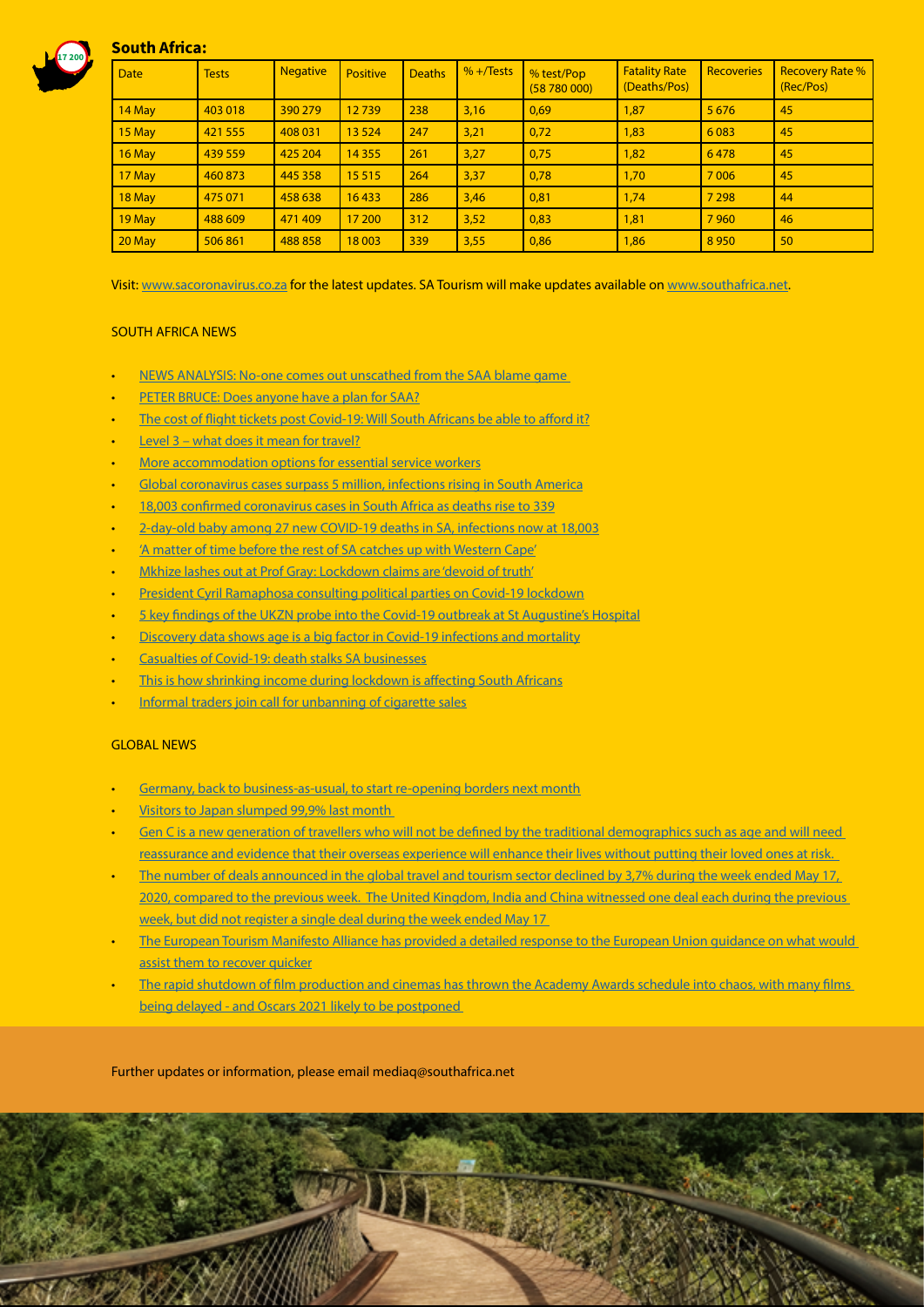## South Africa:

| Date | Tests | Negative | Positive | Deaths | % +/Tests | % test/Pop (58 780 000) | Fatality Rate (Deaths/Pos) | Recoveries | Recovery Rate % (Rec/Pos) |
|---|---|---|---|---|---|---|---|---|---|
| 14 May | 403 018 | 390 279 | 12 739 | 238 | 3,16 | 0,69 | 1,87 | 5 676 | 45 |
| 15 May | 421 555 | 408 031 | 13 524 | 247 | 3,21 | 0,72 | 1,83 | 6 083 | 45 |
| 16 May | 439 559 | 425 204 | 14 355 | 261 | 3,27 | 0,75 | 1,82 | 6 478 | 45 |
| 17 May | 460 873 | 445 358 | 15 515 | 264 | 3,37 | 0,78 | 1,70 | 7 006 | 45 |
| 18 May | 475 071 | 458 638 | 16 433 | 286 | 3,46 | 0,81 | 1,74 | 7 298 | 44 |
| 19 May | 488 609 | 471 409 | 17 200 | 312 | 3,52 | 0,83 | 1,81 | 7 960 | 46 |
| 20 May | 506 861 | 488 858 | 18 003 | 339 | 3,55 | 0,86 | 1,86 | 8 950 | 50 |

Visit: www.sacoronavirus.co.za for the latest updates. SA Tourism will make updates available on www.southafrica.net.

SOUTH AFRICA NEWS

- NEWS ANALYSIS: No-one comes out unscathed from the SAA blame game
- PETER BRUCE: Does anyone have a plan for SAA?
- The cost of flight tickets post Covid-19: Will South Africans be able to afford it?
- Level 3 – what does it mean for travel?
- More accommodation options for essential service workers
- Global coronavirus cases surpass 5 million, infections rising in South America
- 18,003 confirmed coronavirus cases in South Africa as deaths rise to 339
- 2-day-old baby among 27 new COVID-19 deaths in SA, infections now at 18,003
- 'A matter of time before the rest of SA catches up with Western Cape'
- Mkhize lashes out at Prof Gray: Lockdown claims are 'devoid of truth'
- President Cyril Ramaphosa consulting political parties on Covid-19 lockdown
- 5 key findings of the UKZN probe into the Covid-19 outbreak at St Augustine's Hospital
- Discovery data shows age is a big factor in Covid-19 infections and mortality
- Casualties of Covid-19: death stalks SA businesses
- This is how shrinking income during lockdown is affecting South Africans
- Informal traders join call for unbanning of cigarette sales

GLOBAL NEWS

- Germany, back to business-as-usual, to start re-opening borders next month
- Visitors to Japan slumped 99,9% last month
- Gen C is a new generation of travellers who will not be defined by the traditional demographics such as age and will need reassurance and evidence that their overseas experience will enhance their lives without putting their loved ones at risk.
- The number of deals announced in the global travel and tourism sector declined by 3,7% during the week ended May 17, 2020, compared to the previous week. The United Kingdom, India and China witnessed one deal each during the previous week, but did not register a single deal during the week ended May 17
- The European Tourism Manifesto Alliance has provided a detailed response to the European Union guidance on what would assist them to recover quicker
- The rapid shutdown of film production and cinemas has thrown the Academy Awards schedule into chaos, with many films being delayed - and Oscars 2021 likely to be postponed

Further updates or information, please email mediaq@southafrica.net